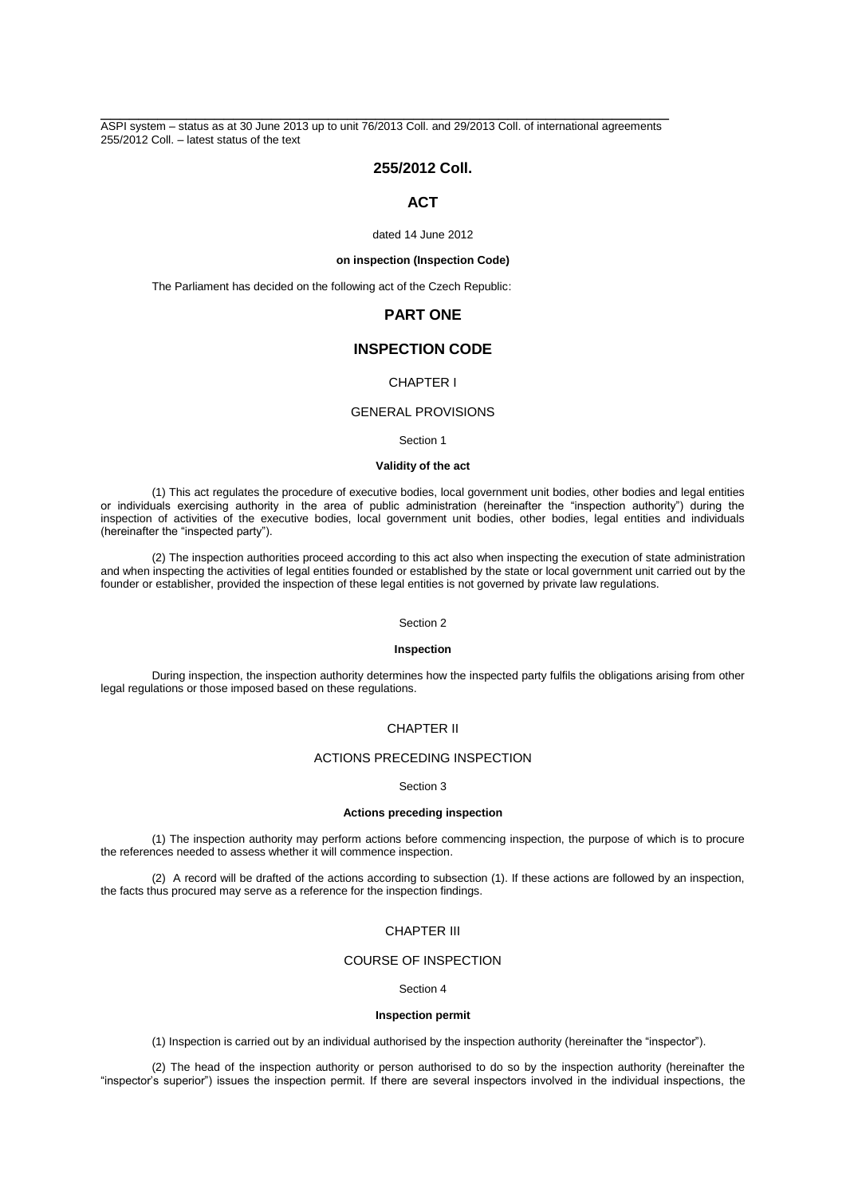ASPI system – status as at 30 June 2013 up to unit 76/2013 Coll. and 29/2013 Coll. of international agreements
255/2012 Coll. – latest status of the text

# 255/2012 Coll.

# ACT

dated 14 June 2012

**on inspection (Inspection Code)**

The Parliament has decided on the following act of the Czech Republic:

## PART ONE

## INSPECTION CODE

### CHAPTER I

### GENERAL PROVISIONS

Section 1

**Validity of the act**

(1) This act regulates the procedure of executive bodies, local government unit bodies, other bodies and legal entities or individuals exercising authority in the area of public administration (hereinafter the "inspection authority") during the inspection of activities of the executive bodies, local government unit bodies, other bodies, legal entities and individuals (hereinafter the "inspected party").

(2) The inspection authorities proceed according to this act also when inspecting the execution of state administration and when inspecting the activities of legal entities founded or established by the state or local government unit carried out by the founder or establisher, provided the inspection of these legal entities is not governed by private law regulations.

Section 2

**Inspection**

During inspection, the inspection authority determines how the inspected party fulfils the obligations arising from other legal regulations or those imposed based on these regulations.

### CHAPTER II

### ACTIONS PRECEDING INSPECTION

Section 3

**Actions preceding inspection**

(1) The inspection authority may perform actions before commencing inspection, the purpose of which is to procure the references needed to assess whether it will commence inspection.

(2) A record will be drafted of the actions according to subsection (1). If these actions are followed by an inspection, the facts thus procured may serve as a reference for the inspection findings.

### CHAPTER III

### COURSE OF INSPECTION

Section 4

**Inspection permit**

(1) Inspection is carried out by an individual authorised by the inspection authority (hereinafter the "inspector").

(2) The head of the inspection authority or person authorised to do so by the inspection authority (hereinafter the "inspector's superior") issues the inspection permit. If there are several inspectors involved in the individual inspections, the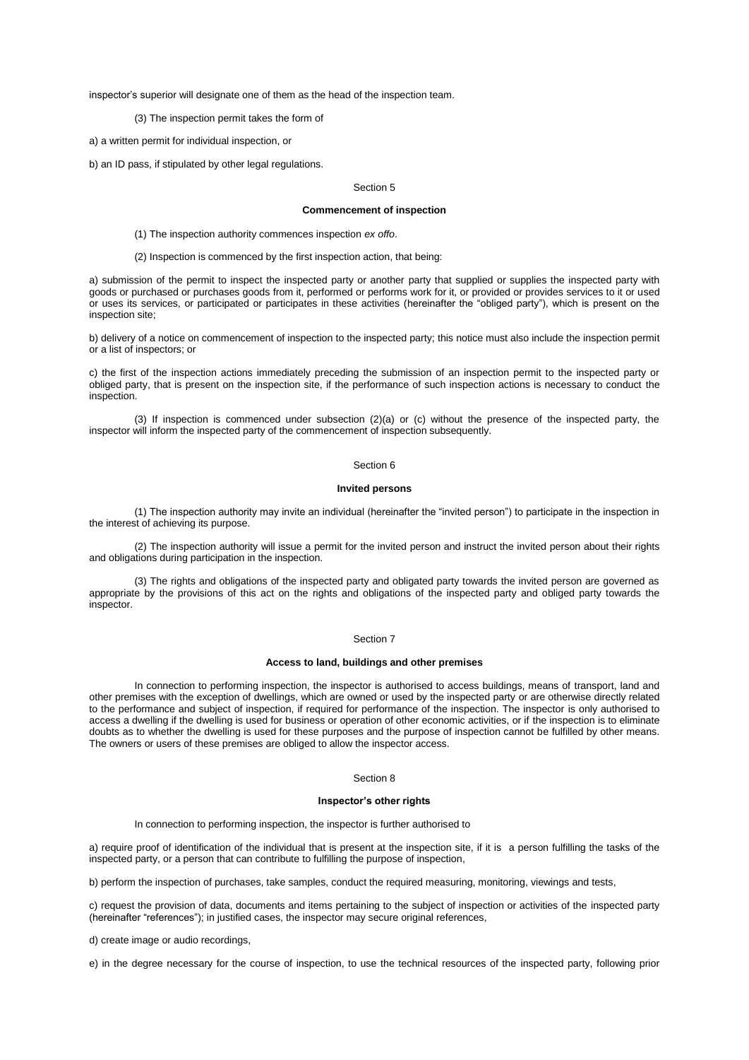inspector's superior will designate one of them as the head of the inspection team.

(3) The inspection permit takes the form of

a) a written permit for individual inspection, or

b) an ID pass, if stipulated by other legal regulations.

### Section 5

#### Commencement of inspection

(1) The inspection authority commences inspection *ex offo*.

(2) Inspection is commenced by the first inspection action, that being:

a) submission of the permit to inspect the inspected party or another party that supplied or supplies the inspected party with goods or purchased or purchases goods from it, performed or performs work for it, or provided or provides services to it or used or uses its services, or participated or participates in these activities (hereinafter the "obliged party"), which is present on the inspection site;

b) delivery of a notice on commencement of inspection to the inspected party; this notice must also include the inspection permit or a list of inspectors; or

c) the first of the inspection actions immediately preceding the submission of an inspection permit to the inspected party or obliged party, that is present on the inspection site, if the performance of such inspection actions is necessary to conduct the inspection.

(3) If inspection is commenced under subsection (2)(a) or (c) without the presence of the inspected party, the inspector will inform the inspected party of the commencement of inspection subsequently.

### Section 6

#### Invited persons

(1) The inspection authority may invite an individual (hereinafter the "invited person") to participate in the inspection in the interest of achieving its purpose.

(2) The inspection authority will issue a permit for the invited person and instruct the invited person about their rights and obligations during participation in the inspection.

(3) The rights and obligations of the inspected party and obligated party towards the invited person are governed as appropriate by the provisions of this act on the rights and obligations of the inspected party and obliged party towards the inspector.

### Section 7

#### Access to land, buildings and other premises

In connection to performing inspection, the inspector is authorised to access buildings, means of transport, land and other premises with the exception of dwellings, which are owned or used by the inspected party or are otherwise directly related to the performance and subject of inspection, if required for performance of the inspection. The inspector is only authorised to access a dwelling if the dwelling is used for business or operation of other economic activities, or if the inspection is to eliminate doubts as to whether the dwelling is used for these purposes and the purpose of inspection cannot be fulfilled by other means. The owners or users of these premises are obliged to allow the inspector access.

### Section 8

#### Inspector's other rights

In connection to performing inspection, the inspector is further authorised to

a) require proof of identification of the individual that is present at the inspection site, if it is a person fulfilling the tasks of the inspected party, or a person that can contribute to fulfilling the purpose of inspection,

b) perform the inspection of purchases, take samples, conduct the required measuring, monitoring, viewings and tests,

c) request the provision of data, documents and items pertaining to the subject of inspection or activities of the inspected party (hereinafter "references"); in justified cases, the inspector may secure original references,

d) create image or audio recordings,

e) in the degree necessary for the course of inspection, to use the technical resources of the inspected party, following prior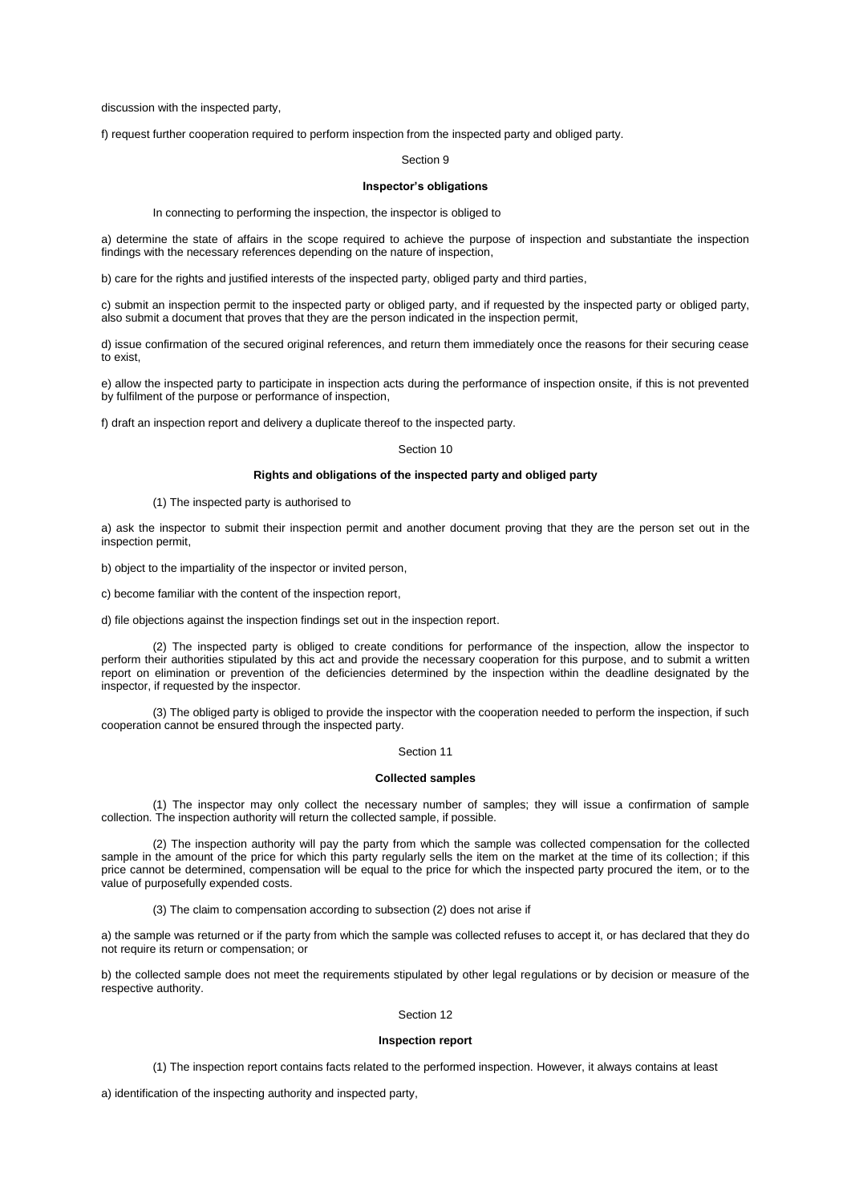discussion with the inspected party,

f) request further cooperation required to perform inspection from the inspected party and obliged party.

Section 9

**Inspector's obligations**

In connecting to performing the inspection, the inspector is obliged to

a) determine the state of affairs in the scope required to achieve the purpose of inspection and substantiate the inspection findings with the necessary references depending on the nature of inspection,

b) care for the rights and justified interests of the inspected party, obliged party and third parties,

c) submit an inspection permit to the inspected party or obliged party, and if requested by the inspected party or obliged party, also submit a document that proves that they are the person indicated in the inspection permit,

d) issue confirmation of the secured original references, and return them immediately once the reasons for their securing cease to exist,

e) allow the inspected party to participate in inspection acts during the performance of inspection onsite, if this is not prevented by fulfilment of the purpose or performance of inspection,

f) draft an inspection report and delivery a duplicate thereof to the inspected party.

Section 10

**Rights and obligations of the inspected party and obliged party**

(1) The inspected party is authorised to

a) ask the inspector to submit their inspection permit and another document proving that they are the person set out in the inspection permit,

b) object to the impartiality of the inspector or invited person,

c) become familiar with the content of the inspection report,

d) file objections against the inspection findings set out in the inspection report.

(2) The inspected party is obliged to create conditions for performance of the inspection, allow the inspector to perform their authorities stipulated by this act and provide the necessary cooperation for this purpose, and to submit a written report on elimination or prevention of the deficiencies determined by the inspection within the deadline designated by the inspector, if requested by the inspector.

(3) The obliged party is obliged to provide the inspector with the cooperation needed to perform the inspection, if such cooperation cannot be ensured through the inspected party.

Section 11

**Collected samples**

(1) The inspector may only collect the necessary number of samples; they will issue a confirmation of sample collection. The inspection authority will return the collected sample, if possible.

(2) The inspection authority will pay the party from which the sample was collected compensation for the collected sample in the amount of the price for which this party regularly sells the item on the market at the time of its collection; if this price cannot be determined, compensation will be equal to the price for which the inspected party procured the item, or to the value of purposefully expended costs.

(3) The claim to compensation according to subsection (2) does not arise if

a) the sample was returned or if the party from which the sample was collected refuses to accept it, or has declared that they do not require its return or compensation; or

b) the collected sample does not meet the requirements stipulated by other legal regulations or by decision or measure of the respective authority.

Section 12

**Inspection report**

(1) The inspection report contains facts related to the performed inspection. However, it always contains at least

a) identification of the inspecting authority and inspected party,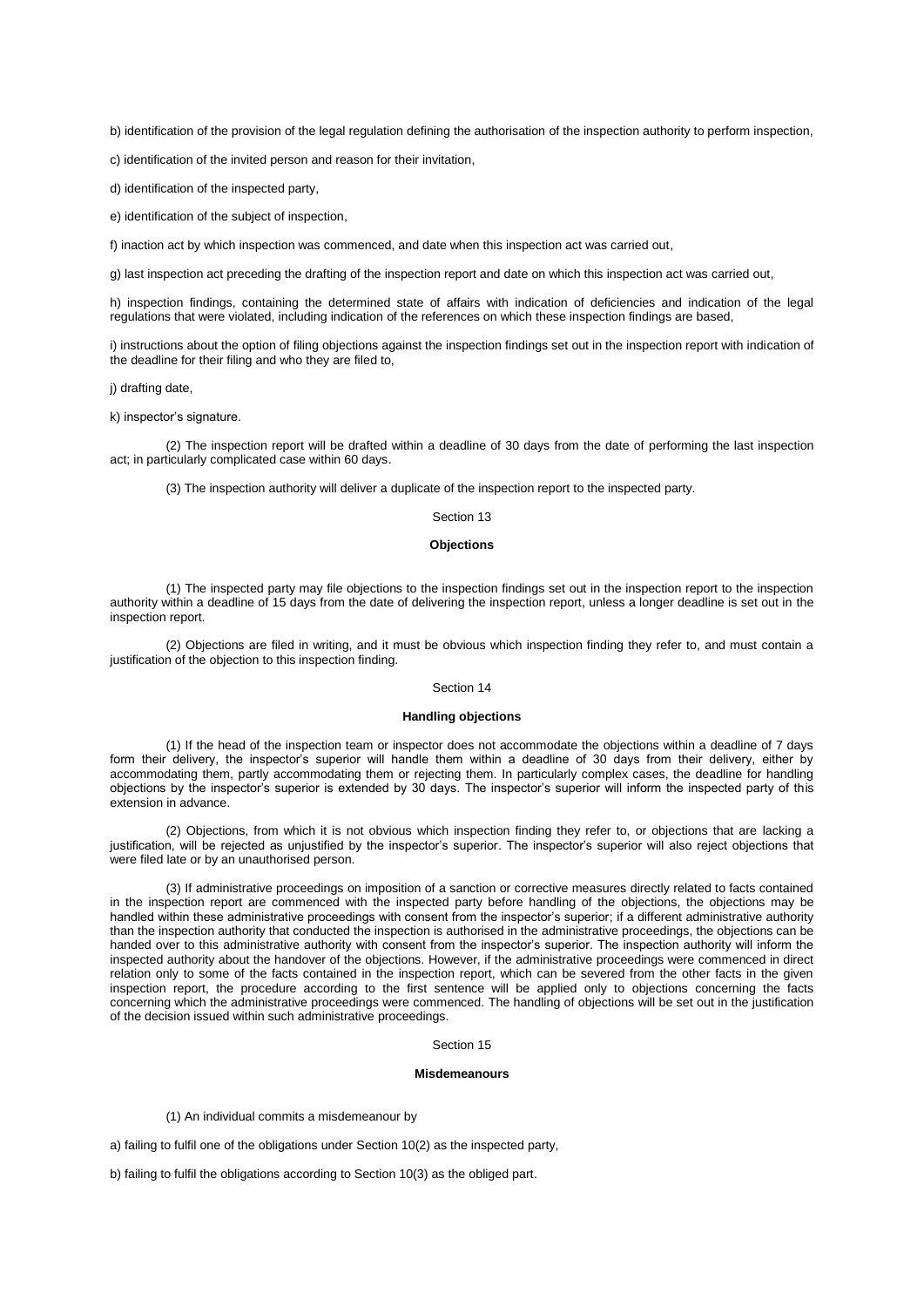b) identification of the provision of the legal regulation defining the authorisation of the inspection authority to perform inspection,

c) identification of the invited person and reason for their invitation,

d) identification of the inspected party,

e) identification of the subject of inspection,

f) inaction act by which inspection was commenced, and date when this inspection act was carried out,

g) last inspection act preceding the drafting of the inspection report and date on which this inspection act was carried out,

h) inspection findings, containing the determined state of affairs with indication of deficiencies and indication of the legal regulations that were violated, including indication of the references on which these inspection findings are based,

i) instructions about the option of filing objections against the inspection findings set out in the inspection report with indication of the deadline for their filing and who they are filed to,

j) drafting date,

k) inspector's signature.

(2) The inspection report will be drafted within a deadline of 30 days from the date of performing the last inspection act; in particularly complicated case within 60 days.

(3) The inspection authority will deliver a duplicate of the inspection report to the inspected party.

Section 13

**Objections**

(1) The inspected party may file objections to the inspection findings set out in the inspection report to the inspection authority within a deadline of 15 days from the date of delivering the inspection report, unless a longer deadline is set out in the inspection report.

(2) Objections are filed in writing, and it must be obvious which inspection finding they refer to, and must contain a justification of the objection to this inspection finding.

Section 14

**Handling objections**

(1) If the head of the inspection team or inspector does not accommodate the objections within a deadline of 7 days form their delivery, the inspector's superior will handle them within a deadline of 30 days from their delivery, either by accommodating them, partly accommodating them or rejecting them. In particularly complex cases, the deadline for handling objections by the inspector's superior is extended by 30 days. The inspector's superior will inform the inspected party of this extension in advance.

(2) Objections, from which it is not obvious which inspection finding they refer to, or objections that are lacking a justification, will be rejected as unjustified by the inspector's superior. The inspector's superior will also reject objections that were filed late or by an unauthorised person.

(3) If administrative proceedings on imposition of a sanction or corrective measures directly related to facts contained in the inspection report are commenced with the inspected party before handling of the objections, the objections may be handled within these administrative proceedings with consent from the inspector's superior; if a different administrative authority than the inspection authority that conducted the inspection is authorised in the administrative proceedings, the objections can be handed over to this administrative authority with consent from the inspector's superior. The inspection authority will inform the inspected authority about the handover of the objections. However, if the administrative proceedings were commenced in direct relation only to some of the facts contained in the inspection report, which can be severed from the other facts in the given inspection report, the procedure according to the first sentence will be applied only to objections concerning the facts concerning which the administrative proceedings were commenced. The handling of objections will be set out in the justification of the decision issued within such administrative proceedings.

Section 15

**Misdemeanours**

(1) An individual commits a misdemeanour by

a) failing to fulfil one of the obligations under Section 10(2) as the inspected party,

b) failing to fulfil the obligations according to Section 10(3) as the obliged part.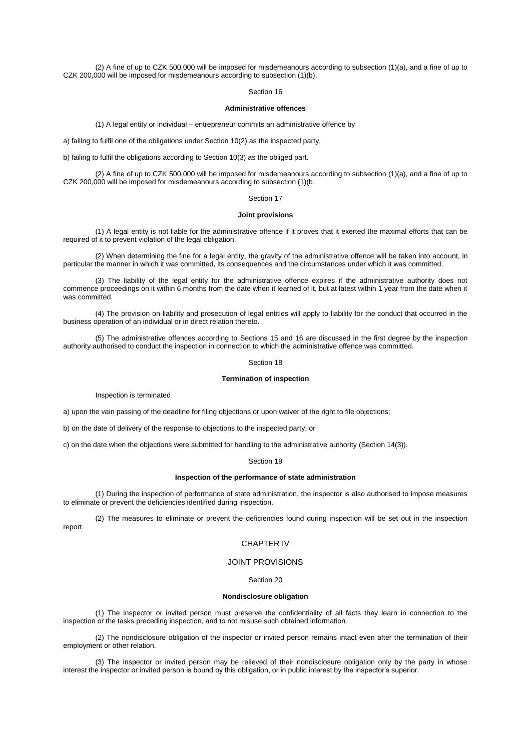(2) A fine of up to CZK 500,000 will be imposed for misdemeanours according to subsection (1)(a), and a fine of up to CZK 200,000 will be imposed for misdemeanours according to subsection (1)(b).

Section 16

**Administrative offences**

(1) A legal entity or individual – entrepreneur commits an administrative offence by

a) failing to fulfil one of the obligations under Section 10(2) as the inspected party,

b) failing to fulfil the obligations according to Section 10(3) as the obliged part.

(2) A fine of up to CZK 500,000 will be imposed for misdemeanours according to subsection (1)(a), and a fine of up to CZK 200,000 will be imposed for misdemeanours according to subsection (1)(b.

Section 17

**Joint provisions**

(1) A legal entity is not liable for the administrative offence if it proves that it exerted the maximal efforts that can be required of it to prevent violation of the legal obligation.

(2) When determining the fine for a legal entity, the gravity of the administrative offence will be taken into account, in particular the manner in which it was committed, its consequences and the circumstances under which it was committed.

(3) The liability of the legal entity for the administrative offence expires if the administrative authority does not commence proceedings on it within 6 months from the date when it learned of it, but at latest within 1 year from the date when it was committed.

(4) The provision on liability and prosecution of legal entities will apply to liability for the conduct that occurred in the business operation of an individual or in direct relation thereto.

(5) The administrative offences according to Sections 15 and 16 are discussed in the first degree by the inspection authority authorised to conduct the inspection in connection to which the administrative offence was committed.

Section 18

**Termination of inspection**

Inspection is terminated

a) upon the vain passing of the deadline for filing objections or upon waiver of the right to file objections;

b) on the date of delivery of the response to objections to the inspected party; or

c) on the date when the objections were submitted for handling to the administrative authority (Section 14(3)).

Section 19

**Inspection of the performance of state administration**

(1) During the inspection of performance of state administration, the inspector is also authorised to impose measures to eliminate or prevent the deficiencies identified during inspection.

(2) The measures to eliminate or prevent the deficiencies found during inspection will be set out in the inspection report.

CHAPTER IV

JOINT PROVISIONS

Section 20

**Nondisclosure obligation**

(1) The inspector or invited person must preserve the confidentiality of all facts they learn in connection to the inspection or the tasks preceding inspection, and to not misuse such obtained information.

(2) The nondisclosure obligation of the inspector or invited person remains intact even after the termination of their employment or other relation.

(3) The inspector or invited person may be relieved of their nondisclosure obligation only by the party in whose interest the inspector or invited person is bound by this obligation, or in public interest by the inspector's superior.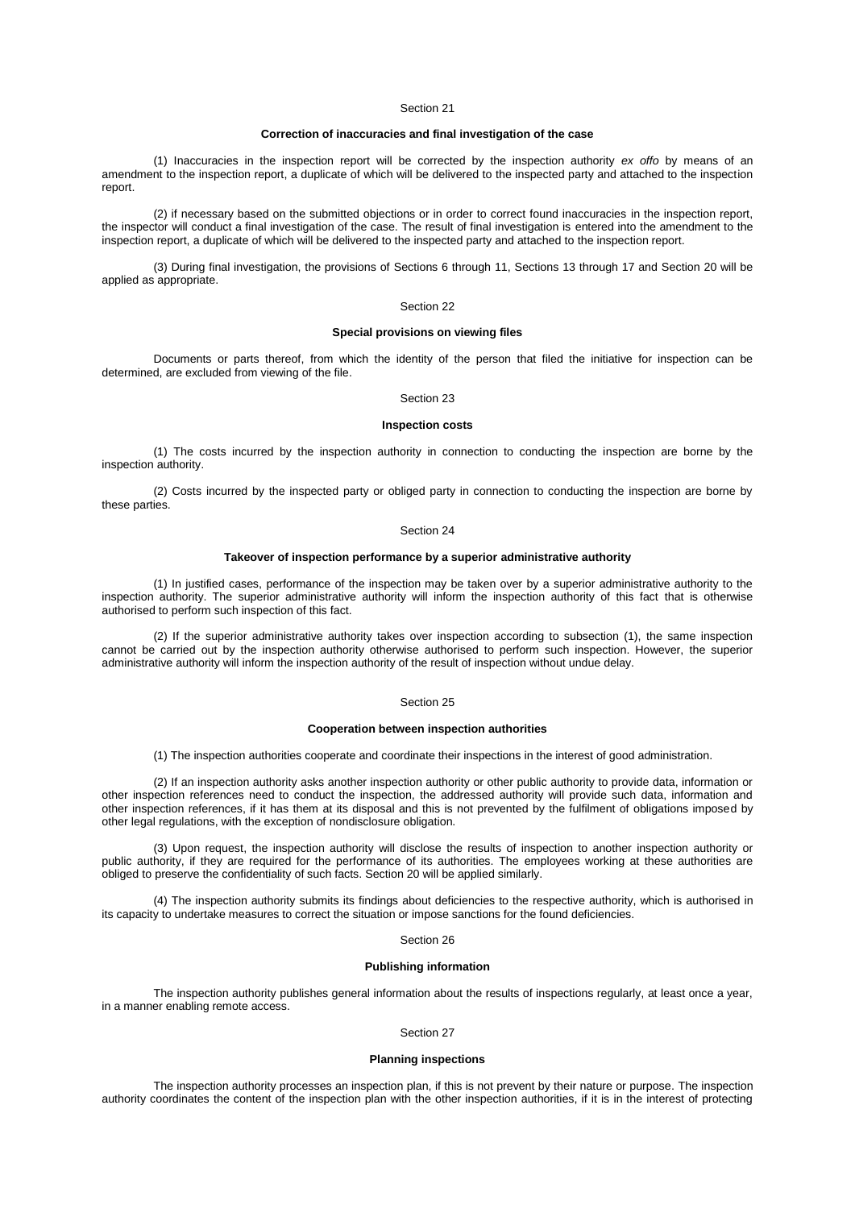Section 21

**Correction of inaccuracies and final investigation of the case**

(1) Inaccuracies in the inspection report will be corrected by the inspection authority *ex offo* by means of an amendment to the inspection report, a duplicate of which will be delivered to the inspected party and attached to the inspection report.

(2) if necessary based on the submitted objections or in order to correct found inaccuracies in the inspection report, the inspector will conduct a final investigation of the case. The result of final investigation is entered into the amendment to the inspection report, a duplicate of which will be delivered to the inspected party and attached to the inspection report.

(3) During final investigation, the provisions of Sections 6 through 11, Sections 13 through 17 and Section 20 will be applied as appropriate.

Section 22

**Special provisions on viewing files**

Documents or parts thereof, from which the identity of the person that filed the initiative for inspection can be determined, are excluded from viewing of the file.

Section 23

**Inspection costs**

(1) The costs incurred by the inspection authority in connection to conducting the inspection are borne by the inspection authority.

(2) Costs incurred by the inspected party or obliged party in connection to conducting the inspection are borne by these parties.

Section 24

**Takeover of inspection performance by a superior administrative authority**

(1) In justified cases, performance of the inspection may be taken over by a superior administrative authority to the inspection authority. The superior administrative authority will inform the inspection authority of this fact that is otherwise authorised to perform such inspection of this fact.

(2) If the superior administrative authority takes over inspection according to subsection (1), the same inspection cannot be carried out by the inspection authority otherwise authorised to perform such inspection. However, the superior administrative authority will inform the inspection authority of the result of inspection without undue delay.

Section 25

**Cooperation between inspection authorities**

(1) The inspection authorities cooperate and coordinate their inspections in the interest of good administration.

(2) If an inspection authority asks another inspection authority or other public authority to provide data, information or other inspection references need to conduct the inspection, the addressed authority will provide such data, information and other inspection references, if it has them at its disposal and this is not prevented by the fulfilment of obligations imposed by other legal regulations, with the exception of nondisclosure obligation.

(3) Upon request, the inspection authority will disclose the results of inspection to another inspection authority or public authority, if they are required for the performance of its authorities. The employees working at these authorities are obliged to preserve the confidentiality of such facts. Section 20 will be applied similarly.

(4) The inspection authority submits its findings about deficiencies to the respective authority, which is authorised in its capacity to undertake measures to correct the situation or impose sanctions for the found deficiencies.

Section 26

**Publishing information**

The inspection authority publishes general information about the results of inspections regularly, at least once a year, in a manner enabling remote access.

Section 27

**Planning inspections**

The inspection authority processes an inspection plan, if this is not prevent by their nature or purpose. The inspection authority coordinates the content of the inspection plan with the other inspection authorities, if it is in the interest of protecting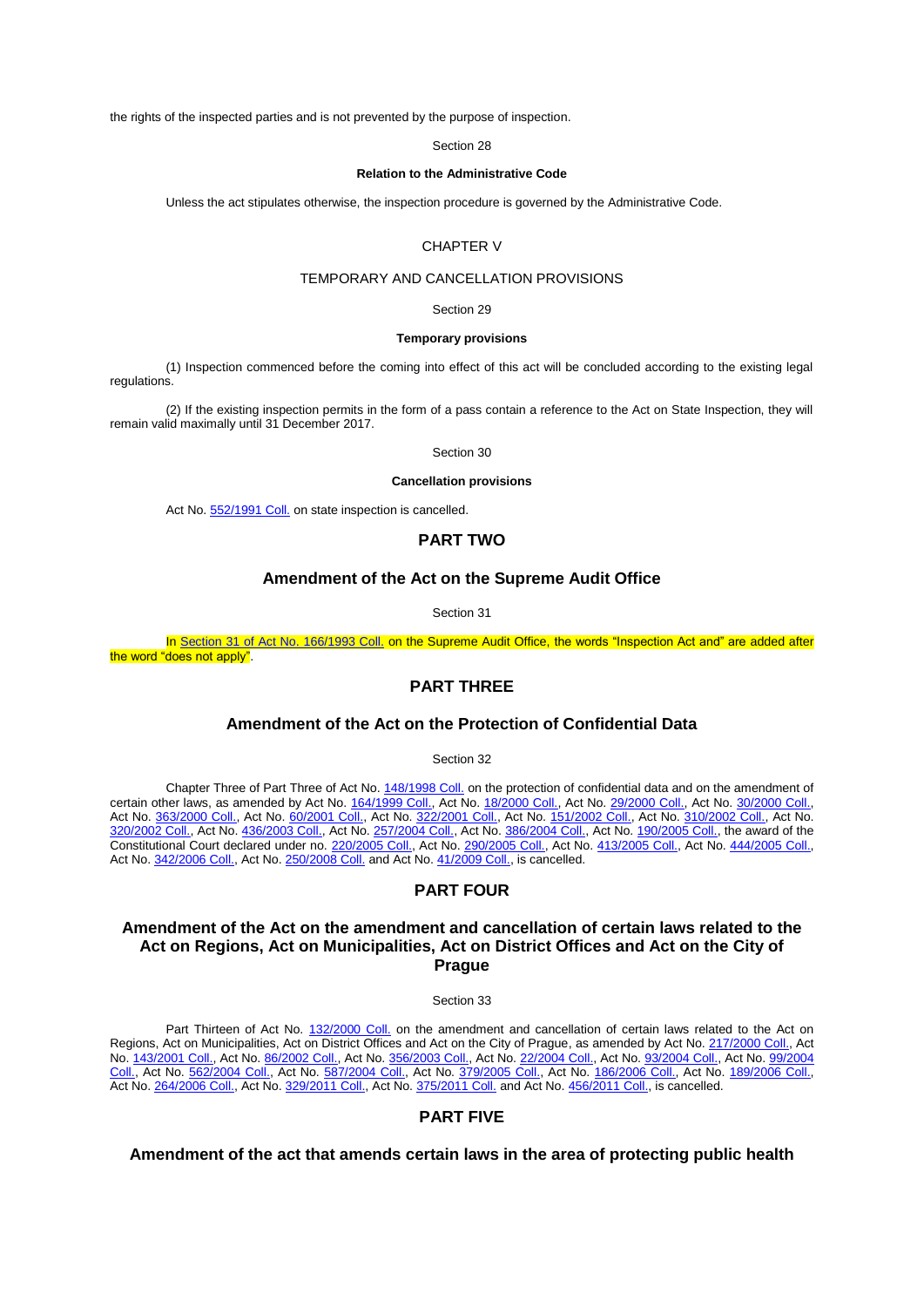the rights of the inspected parties and is not prevented by the purpose of inspection.

Section 28

**Relation to the Administrative Code**

Unless the act stipulates otherwise, the inspection procedure is governed by the Administrative Code.

CHAPTER V

TEMPORARY AND CANCELLATION PROVISIONS

Section 29

**Temporary provisions**

(1) Inspection commenced before the coming into effect of this act will be concluded according to the existing legal regulations.

(2) If the existing inspection permits in the form of a pass contain a reference to the Act on State Inspection, they will remain valid maximally until 31 December 2017.

Section 30

**Cancellation provisions**

Act No. 552/1991 Coll. on state inspection is cancelled.

## PART TWO

### Amendment of the Act on the Supreme Audit Office

Section 31

In Section 31 of Act No. 166/1993 Coll. on the Supreme Audit Office, the words "Inspection Act and" are added after the word "does not apply".

## PART THREE

### Amendment of the Act on the Protection of Confidential Data

Section 32

Chapter Three of Part Three of Act No. 148/1998 Coll. on the protection of confidential data and on the amendment of certain other laws, as amended by Act No. 164/1999 Coll., Act No. 18/2000 Coll., Act No. 29/2000 Coll., Act No. 30/2000 Coll., Act No. 363/2000 Coll., Act No. 60/2001 Coll., Act No. 322/2001 Coll., Act No. 151/2002 Coll., Act No. 310/2002 Coll., Act No. 320/2002 Coll., Act No. 436/2003 Coll., Act No. 257/2004 Coll., Act No. 386/2004 Coll., Act No. 190/2005 Coll., the award of the Constitutional Court declared under no. 220/2005 Coll., Act No. 290/2005 Coll., Act No. 413/2005 Coll., Act No. 444/2005 Coll., Act No. 342/2006 Coll., Act No. 250/2008 Coll. and Act No. 41/2009 Coll., is cancelled.

## PART FOUR

### Amendment of the Act on the amendment and cancellation of certain laws related to the Act on Regions, Act on Municipalities, Act on District Offices and Act on the City of Prague

Section 33

Part Thirteen of Act No. 132/2000 Coll. on the amendment and cancellation of certain laws related to the Act on Regions, Act on Municipalities, Act on District Offices and Act on the City of Prague, as amended by Act No. 217/2000 Coll., Act No. 143/2001 Coll., Act No. 86/2002 Coll., Act No. 356/2003 Coll., Act No. 22/2004 Coll., Act No. 93/2004 Coll., Act No. 99/2004 Coll., Act No. 562/2004 Coll., Act No. 587/2004 Coll., Act No. 379/2005 Coll., Act No. 186/2006 Coll., Act No. 189/2006 Coll., Act No. 264/2006 Coll., Act No. 329/2011 Coll., Act No. 375/2011 Coll. and Act No. 456/2011 Coll., is cancelled.

## PART FIVE

### Amendment of the act that amends certain laws in the area of protecting public health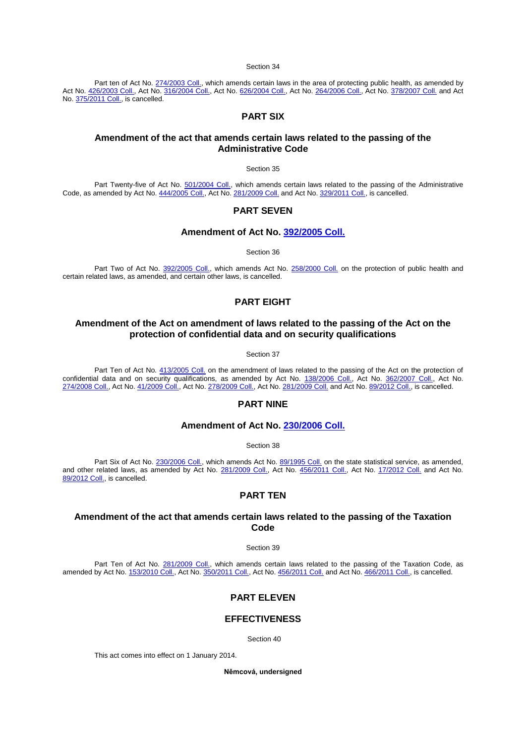Section 34

Part ten of Act No. 274/2003 Coll., which amends certain laws in the area of protecting public health, as amended by Act No. 426/2003 Coll., Act No. 316/2004 Coll., Act No. 626/2004 Coll., Act No. 264/2006 Coll., Act No. 378/2007 Coll. and Act No. 375/2011 Coll., is cancelled.

## PART SIX

## Amendment of the act that amends certain laws related to the passing of the Administrative Code

Section 35

Part Twenty-five of Act No. 501/2004 Coll., which amends certain laws related to the passing of the Administrative Code, as amended by Act No. 444/2005 Coll., Act No. 281/2009 Coll. and Act No. 329/2011 Coll., is cancelled.

## PART SEVEN

## Amendment of Act No. 392/2005 Coll.

Section 36

Part Two of Act No. 392/2005 Coll., which amends Act No. 258/2000 Coll. on the protection of public health and certain related laws, as amended, and certain other laws, is cancelled.

## PART EIGHT

## Amendment of the Act on amendment of laws related to the passing of the Act on the protection of confidential data and on security qualifications

Section 37

Part Ten of Act No. 413/2005 Coll. on the amendment of laws related to the passing of the Act on the protection of confidential data and on security qualifications, as amended by Act No. 138/2006 Coll., Act No. 362/2007 Coll., Act No. 274/2008 Coll., Act No. 41/2009 Coll., Act No. 278/2009 Coll., Act No. 281/2009 Coll. and Act No. 89/2012 Coll., is cancelled.

## PART NINE

## Amendment of Act No. 230/2006 Coll.

Section 38

Part Six of Act No. 230/2006 Coll., which amends Act No. 89/1995 Coll. on the state statistical service, as amended, and other related laws, as amended by Act No. 281/2009 Coll., Act No. 456/2011 Coll., Act No. 17/2012 Coll. and Act No. 89/2012 Coll., is cancelled.

## PART TEN

## Amendment of the act that amends certain laws related to the passing of the Taxation Code

Section 39

Part Ten of Act No. 281/2009 Coll., which amends certain laws related to the passing of the Taxation Code, as amended by Act No. 153/2010 Coll., Act No. 350/2011 Coll., Act No. 456/2011 Coll. and Act No. 466/2011 Coll., is cancelled.

## PART ELEVEN

## EFFECTIVENESS

Section 40

This act comes into effect on 1 January 2014.

**Němcová, undersigned**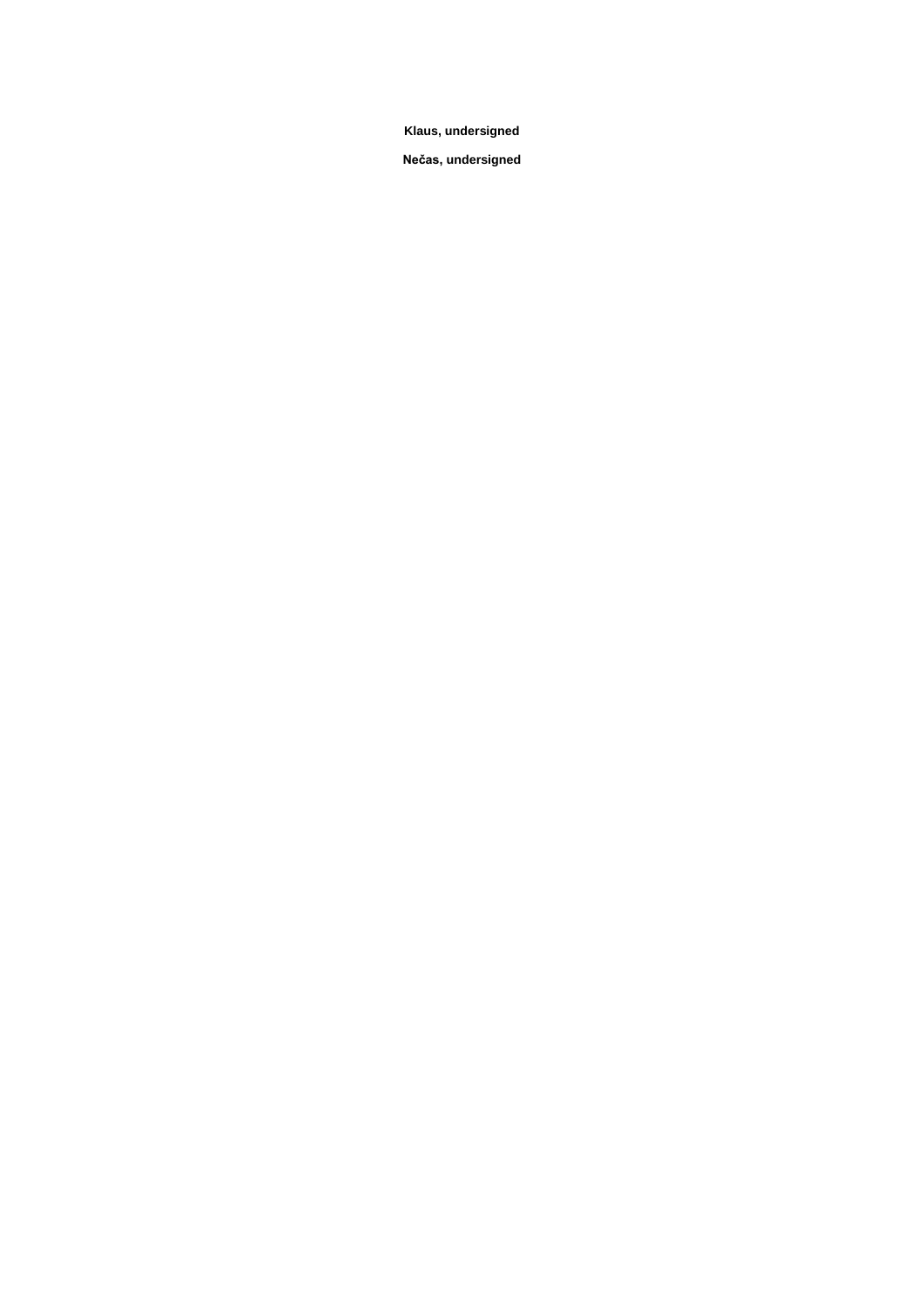**Klaus, undersigned**

**Nečas, undersigned**